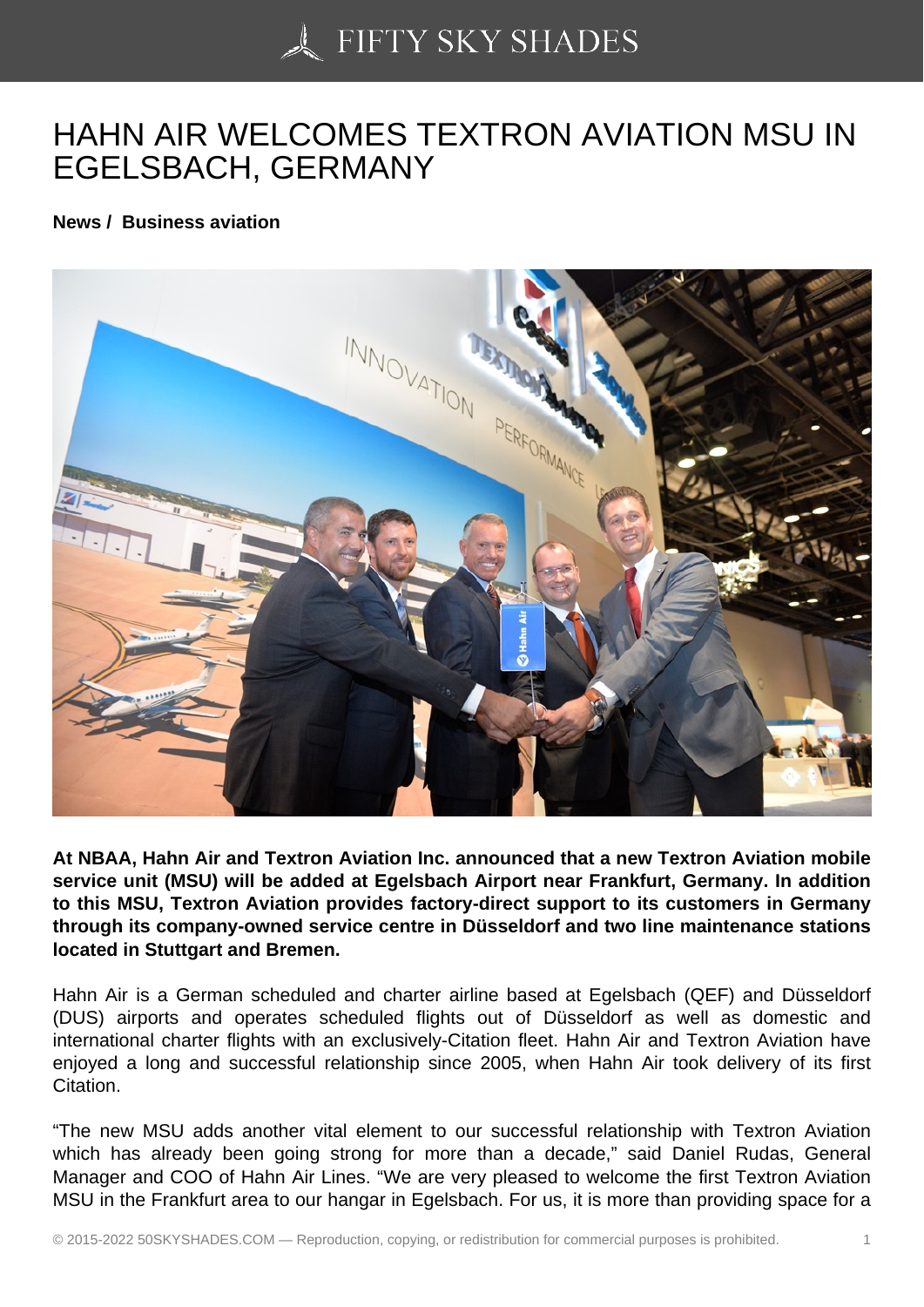# HAHN AIR WELCOMES TEXTRON AVIATION MSU IN EGELSBACH, GERMANY

**News / Business aviation**

**At NBAA, Hahn Air and Textron Aviation Inc. announced that a new Textron Aviation mobile service unit (MSU) will be added at Egelsbach Airport near Frankfurt, Germany. In addition to this MSU, Textron Aviation provides factory-direct support to its customers in Germany through its company-owned service centre in Düsseldorf and two line maintenance stations located in Stuttgart and Bremen.**

Hahn Air is a German scheduled and charter airline based at Egelsbach (QEF) and Düsseldorf (DUS) airports and operates scheduled flights out of Düsseldorf as well as domestic and international charter flights with an exclusively-Citation fleet. Hahn Air and Textron Aviation have enjoyed a long and successful relationship since 2005, when Hahn Air took delivery of its first Citation.

"The new MSU adds another vital element to our successful relationship with Textron Aviation which has already been going strong for more than a decade," said Daniel Rudas, General Manager and COO of Hahn Air Lines. "We are very pleased to welcome the first Textron Aviation MSU in the Frankfurt area to our hangar in Egelsbach. For us, it is more than providing space for a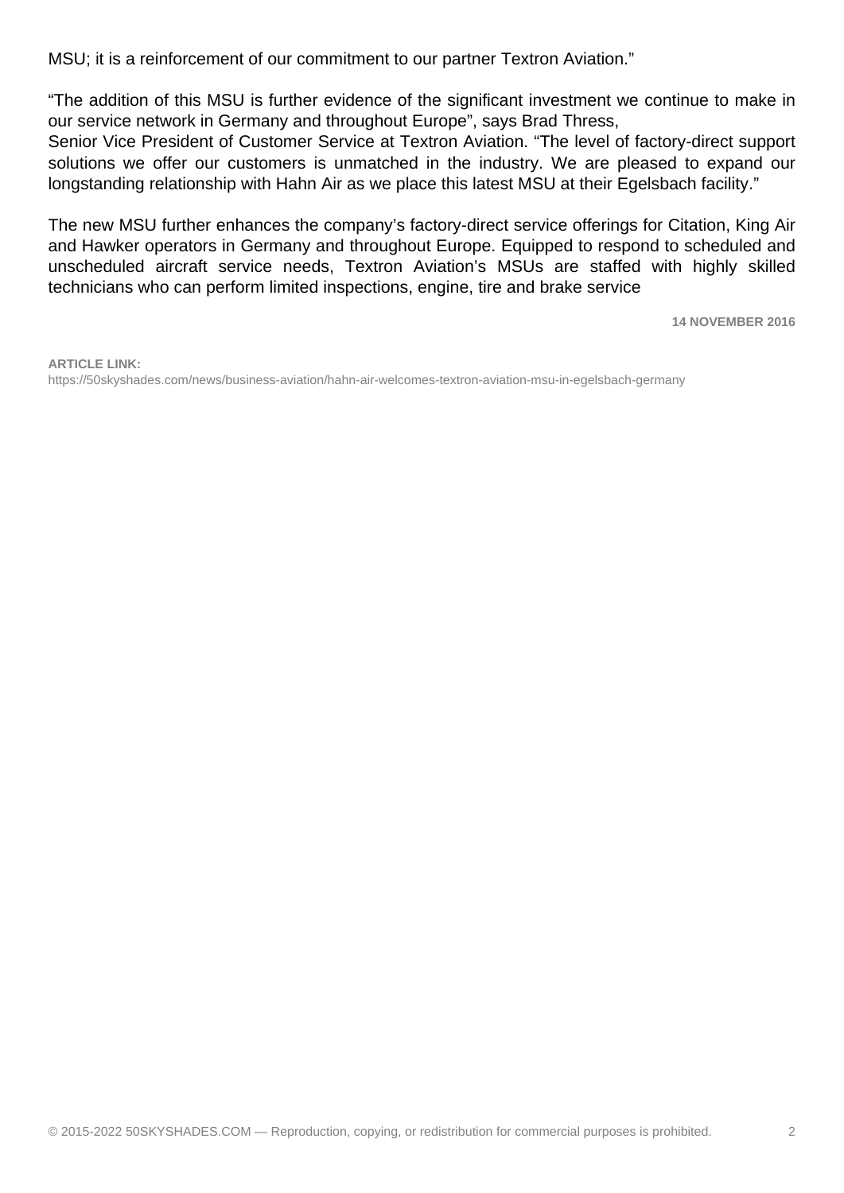MSU; it is a reinforcement of our commitment to our partner Textron Aviation."

"The addition of this MSU is further evidence of the significant investment we continue to make in our service network in Germany and throughout Europe", says Brad Thress,
Senior Vice President of Customer Service at Textron Aviation. "The level of factory-direct support solutions we offer our customers is unmatched in the industry. We are pleased to expand our longstanding relationship with Hahn Air as we place this latest MSU at their Egelsbach facility."

The new MSU further enhances the company's factory-direct service offerings for Citation, King Air and Hawker operators in Germany and throughout Europe. Equipped to respond to scheduled and unscheduled aircraft service needs, Textron Aviation's MSUs are staffed with highly skilled technicians who can perform limited inspections, engine, tire and brake service

**14 NOVEMBER 2016**

**ARTICLE LINK:**
https://50skyshades.com/news/business-aviation/hahn-air-welcomes-textron-aviation-msu-in-egelsbach-germany

© 2015-2022 50SKYSHADES.COM — Reproduction, copying, or redistribution for commercial purposes is prohibited.